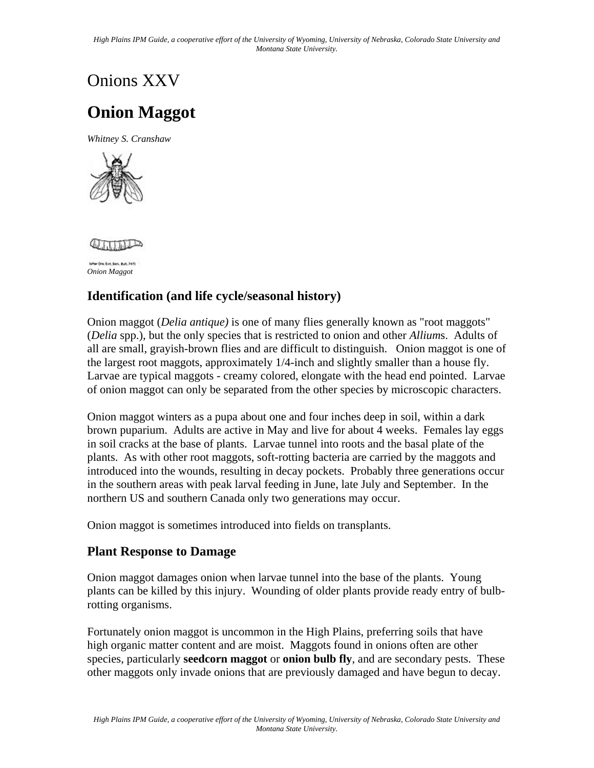# Onions XXV

## Onion Maggot

*Whitney S. Cranshaw*

*Onion Maggot*

### Identification (and life cycle/seasonal history)

Onion maggot (*Delia antique)* is one of many flies generally known as "root maggots" (*Delia* spp.), but the only species that is restricted to onion and other *Allium*s. Adults of all are small, grayish-brown flies and are difficult to distinguish. Onion maggot is one of the largest root maggots, approximately 1/4-inch and slightly smaller than a house fly. Larvae are typical maggots - creamy colored, elongate with the head end pointed. Larvae of onion maggot can only be separated from the other species by microscopic characters.

Onion maggot winters as a pupa about one and four inches deep in soil, within a dark brown puparium. Adults are active in May and live for about 4 weeks. Females lay eggs in soil cracks at the base of plants. Larvae tunnel into roots and the basal plate of the plants. As with other root maggots, soft-rotting bacteria are carried by the maggots and introduced into the wounds, resulting in decay pockets. Probably three generations occur in the southern areas with peak larval feeding in June, late July and September. In the northern US and southern Canada only two generations may occur.

Onion maggot is sometimes introduced into fields on transplants.

### Plant Response to Damage

Onion maggot damages onion when larvae tunnel into the base of the plants. Young plants can be killed by this injury. Wounding of older plants provide ready entry of bulb-rotting organisms.

Fortunately onion maggot is uncommon in the High Plains, preferring soils that have high organic matter content and are moist. Maggots found in onions often are other species, particularly **seedcorn maggot** or **onion bulb fly**, and are secondary pests. These other maggots only invade onions that are previously damaged and have begun to decay.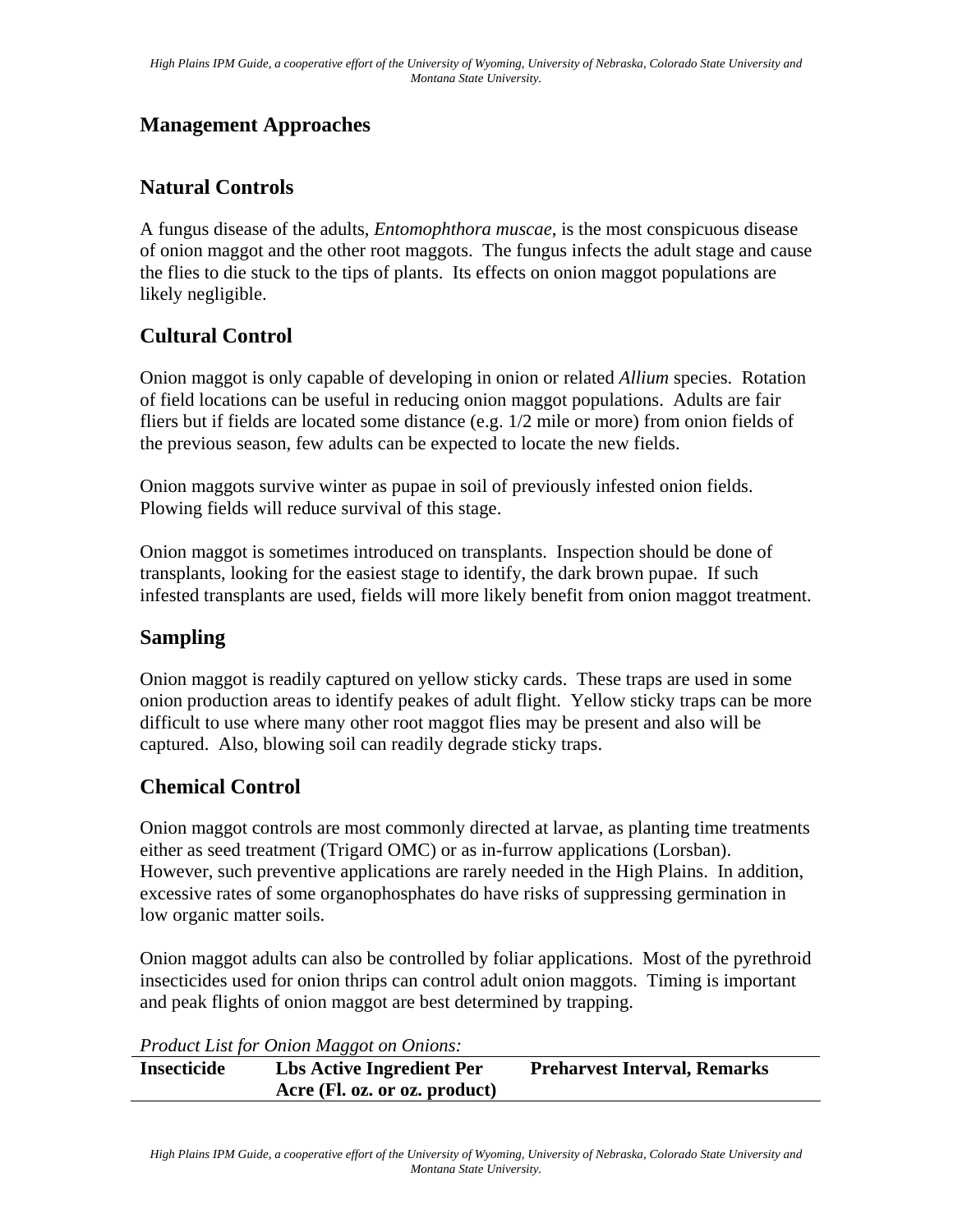## Management Approaches

### Natural Controls

A fungus disease of the adults, *Entomophthora muscae*, is the most conspicuous disease of onion maggot and the other root maggots. The fungus infects the adult stage and cause the flies to die stuck to the tips of plants. Its effects on onion maggot populations are likely negligible.

### Cultural Control

Onion maggot is only capable of developing in onion or related *Allium* species. Rotation of field locations can be useful in reducing onion maggot populations. Adults are fair fliers but if fields are located some distance (e.g. 1/2 mile or more) from onion fields of the previous season, few adults can be expected to locate the new fields.

Onion maggots survive winter as pupae in soil of previously infested onion fields. Plowing fields will reduce survival of this stage.

Onion maggot is sometimes introduced on transplants. Inspection should be done of transplants, looking for the easiest stage to identify, the dark brown pupae. If such infested transplants are used, fields will more likely benefit from onion maggot treatment.

### Sampling

Onion maggot is readily captured on yellow sticky cards. These traps are used in some onion production areas to identify peakes of adult flight. Yellow sticky traps can be more difficult to use where many other root maggot flies may be present and also will be captured. Also, blowing soil can readily degrade sticky traps.

### Chemical Control

Onion maggot controls are most commonly directed at larvae, as planting time treatments either as seed treatment (Trigard OMC) or as in-furrow applications (Lorsban). However, such preventive applications are rarely needed in the High Plains. In addition, excessive rates of some organophosphates do have risks of suppressing germination in low organic matter soils.

Onion maggot adults can also be controlled by foliar applications. Most of the pyrethroid insecticides used for onion thrips can control adult onion maggots. Timing is important and peak flights of onion maggot are best determined by trapping.

*Product List for Onion Maggot on Onions:*

| Insecticide | Lbs Active Ingredient Per Acre (Fl. oz. or oz. product) | Preharvest Interval, Remarks |
|---|---|---|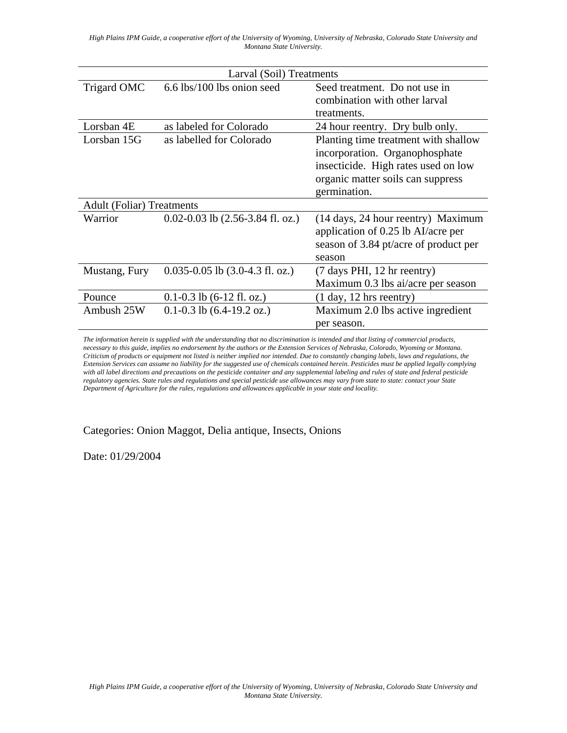| | | |
|---|---|---|
| Larval (Soil) Treatments | | |
| Trigard OMC | 6.6 lbs/100 lbs onion seed | Seed treatment. Do not use in combination with other larval treatments. |
| Lorsban 4E | as labeled for Colorado | 24 hour reentry. Dry bulb only. |
| Lorsban 15G | as labelled for Colorado | Planting time treatment with shallow incorporation. Organophosphate insecticide. High rates used on low organic matter soils can suppress germination. |
| Adult (Foliar) Treatments | | |
| Warrior | 0.02-0.03 lb (2.56-3.84 fl. oz.) | (14 days, 24 hour reentry) Maximum application of 0.25 lb AI/acre per season of 3.84 pt/acre of product per season |
| Mustang, Fury | 0.035-0.05 lb (3.0-4.3 fl. oz.) | (7 days PHI, 12 hr reentry) Maximum 0.3 lbs ai/acre per season |
| Pounce | 0.1-0.3 lb (6-12 fl. oz.) | (1 day, 12 hrs reentry) |
| Ambush 25W | 0.1-0.3 lb (6.4-19.2 oz.) | Maximum 2.0 lbs active ingredient per season. |

*The information herein is supplied with the understanding that no discrimination is intended and that listing of commercial products, necessary to this guide, implies no endorsement by the authors or the Extension Services of Nebraska, Colorado, Wyoming or Montana. Criticism of products or equipment not listed is neither implied nor intended. Due to constantly changing labels, laws and regulations, the Extension Services can assume no liability for the suggested use of chemicals contained herein. Pesticides must be applied legally complying with all label directions and precautions on the pesticide container and any supplemental labeling and rules of state and federal pesticide regulatory agencies. State rules and regulations and special pesticide use allowances may vary from state to state: contact your State Department of Agriculture for the rules, regulations and allowances applicable in your state and locality.*

Categories: Onion Maggot, Delia antique, Insects, Onions

Date: 01/29/2004